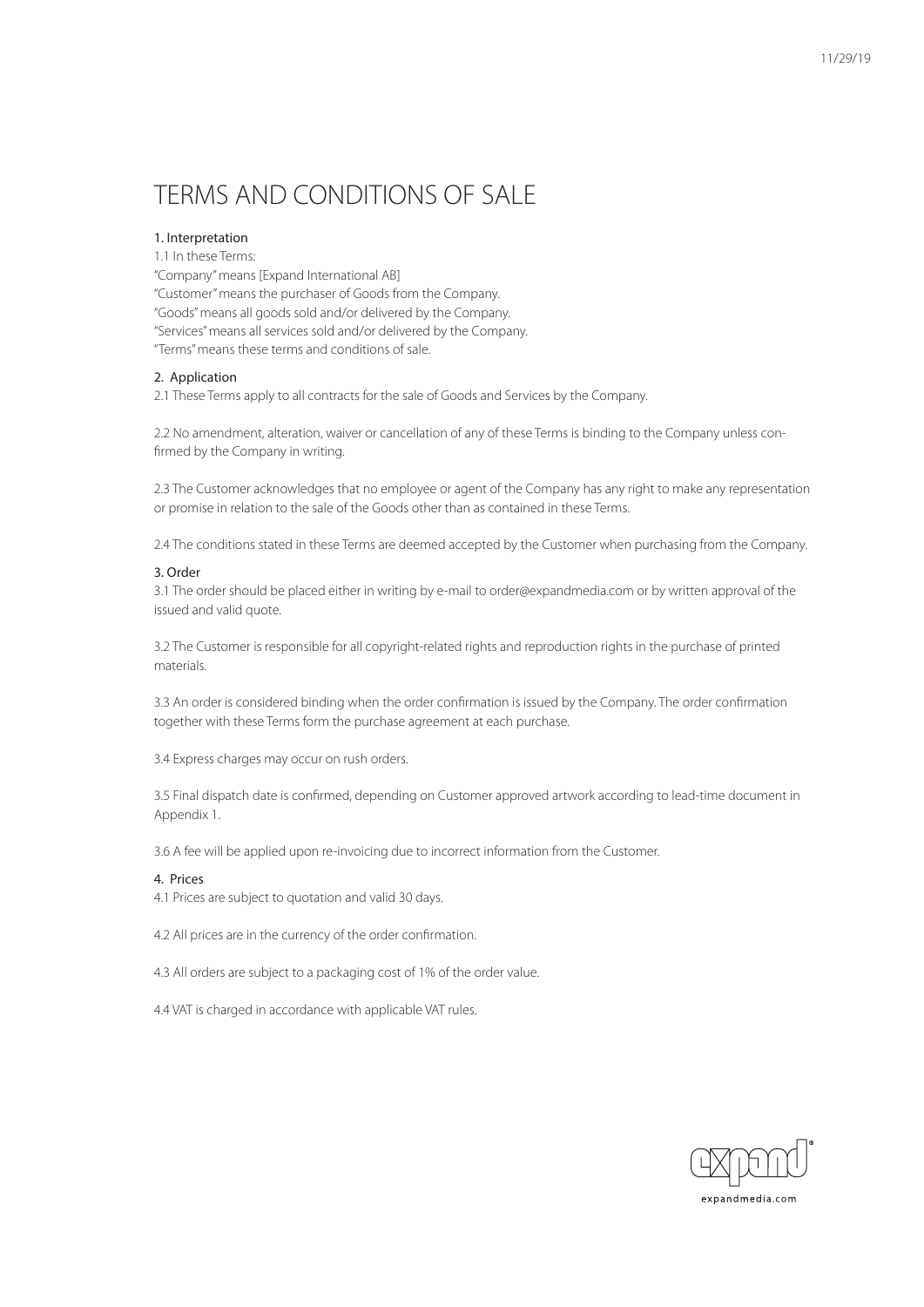# TERMS AND CONDITIONS OF SALE

## 1. Interpretation

1.1 In these Terms:

"Company" means [Expand International AB]

"Customer" means the purchaser of Goods from the Company.

"Goods" means all goods sold and/or delivered by the Company.

"Services" means all services sold and/or delivered by the Company.

"Terms" means these terms and conditions of sale.

## 2. Application

2.1 These Terms apply to all contracts for the sale of Goods and Services by the Company.

2.2 No amendment, alteration, waiver or cancellation of any of these Terms is binding to the Company unless confirmed by the Company in writing.

2.3 The Customer acknowledges that no employee or agent of the Company has any right to make any representation or promise in relation to the sale of the Goods other than as contained in these Terms.

2.4 The conditions stated in these Terms are deemed accepted by the Customer when purchasing from the Company.

## 3. Order

3.1 The order should be placed either in writing by e-mail to order@expandmedia.com or by written approval of the issued and valid quote.

3.2 The Customer is responsible for all copyright-related rights and reproduction rights in the purchase of printed materials.

3.3 An order is considered binding when the order confirmation is issued by the Company. The order confirmation together with these Terms form the purchase agreement at each purchase.

3.4 Express charges may occur on rush orders.

3.5 Final dispatch date is confirmed, depending on Customer approved artwork according to lead-time document in Appendix 1.

3.6 A fee will be applied upon re-invoicing due to incorrect information from the Customer.

## 4. Prices

4.1 Prices are subject to quotation and valid 30 days.

4.2 All prices are in the currency of the order confirmation.

4.3 All orders are subject to a packaging cost of 1% of the order value.

4.4 VAT is charged in accordance with applicable VAT rules.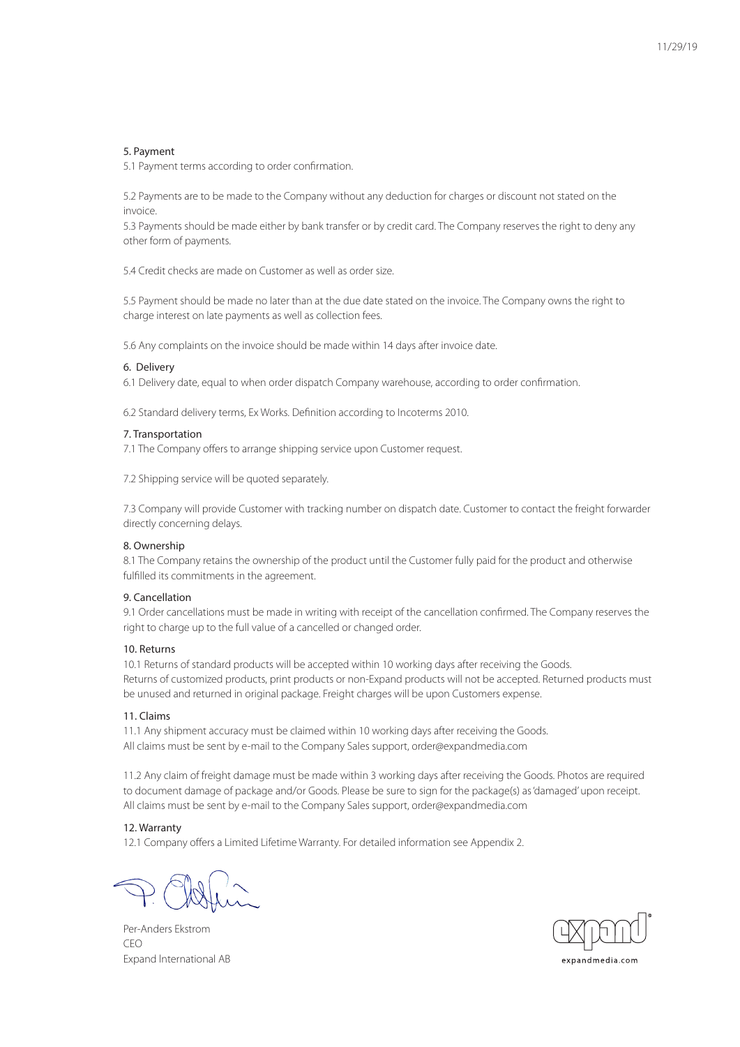## 5. Payment

5.1 Payment terms according to order confirmation.

5.2 Payments are to be made to the Company without any deduction for charges or discount not stated on the invoice.

5.3 Payments should be made either by bank transfer or by credit card. The Company reserves the right to deny any other form of payments.

5.4 Credit checks are made on Customer as well as order size.

5.5 Payment should be made no later than at the due date stated on the invoice. The Company owns the right to charge interest on late payments as well as collection fees.

5.6 Any complaints on the invoice should be made within 14 days after invoice date.

## 6. Delivery

6.1 Delivery date, equal to when order dispatch Company warehouse, according to order confirmation.

6.2 Standard delivery terms, Ex Works. Definition according to Incoterms 2010.

## 7. Transportation

7.1 The Company offers to arrange shipping service upon Customer request.

7.2 Shipping service will be quoted separately.

7.3 Company will provide Customer with tracking number on dispatch date. Customer to contact the freight forwarder directly concerning delays.

## 8. Ownership

8.1 The Company retains the ownership of the product until the Customer fully paid for the product and otherwise fulfilled its commitments in the agreement.

## 9. Cancellation

9.1 Order cancellations must be made in writing with receipt of the cancellation confirmed. The Company reserves the right to charge up to the full value of a cancelled or changed order.

## 10. Returns

10.1 Returns of standard products will be accepted within 10 working days after receiving the Goods. Returns of customized products, print products or non-Expand products will not be accepted. Returned products must be unused and returned in original package. Freight charges will be upon Customers expense.

## 11. Claims

11.1 Any shipment accuracy must be claimed within 10 working days after receiving the Goods. All claims must be sent by e-mail to the Company Sales support, order@expandmedia.com

11.2 Any claim of freight damage must be made within 3 working days after receiving the Goods. Photos are required to document damage of package and/or Goods. Please be sure to sign for the package(s) as 'damaged' upon receipt. All claims must be sent by e-mail to the Company Sales support, order@expandmedia.com

## 12. Warranty

12.1 Company offers a Limited Lifetime Warranty. For detailed information see Appendix 2.

Per-Anders Ekstrom
CEO
Expand International AB

expandmedia.com